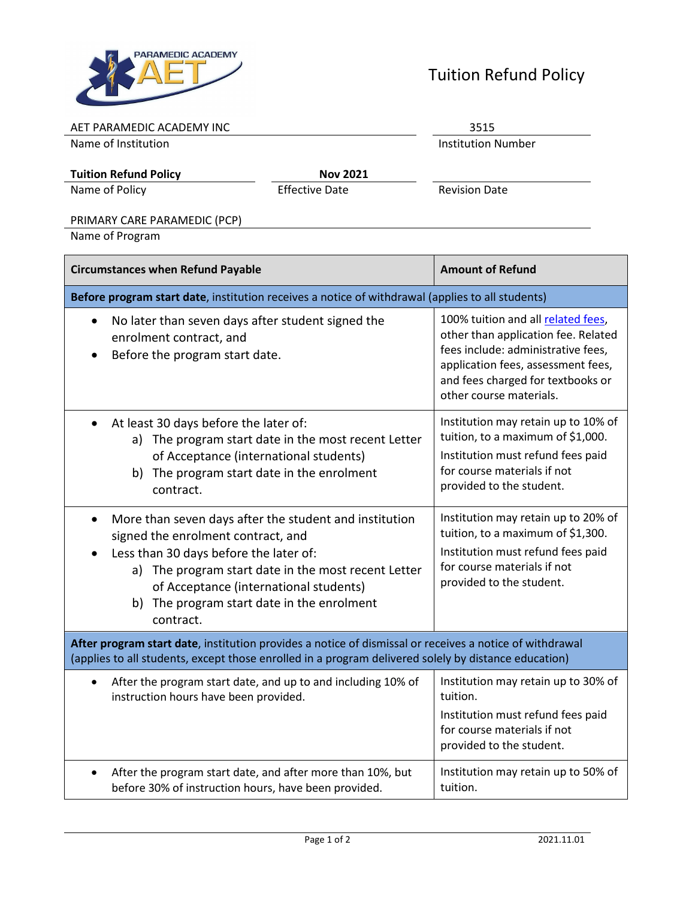# Tuition Refund Policy

| AET PARAMEDIC ACADEMY INC | 3515 |
| --- | --- |
| Name of Institution | Institution Number |

| **Tuition Refund Policy** | **Nov 2021** | |
| --- | --- | --- |
| Name of Policy | Effective Date | Revision Date |

PRIMARY CARE PARAMEDIC (PCP)
Name of Program

| **Circumstances when Refund Payable** | **Amount of Refund** |
| --- | --- |
| **Before program start date**, institution receives a notice of withdrawal (applies to all students) | |
| • No later than seven days after student signed the enrolment contract, and<br>• Before the program start date. | 100% tuition and all related fees, other than application fee. Related fees include: administrative fees, application fees, assessment fees, and fees charged for textbooks or other course materials. |
| • At least 30 days before the later of:<br>a) The program start date in the most recent Letter of Acceptance (international students)<br>b) The program start date in the enrolment contract. | Institution may retain up to 10% of tuition, to a maximum of $1,000.<br>Institution must refund fees paid for course materials if not provided to the student. |
| • More than seven days after the student and institution signed the enrolment contract, and<br>• Less than 30 days before the later of:<br>a) The program start date in the most recent Letter of Acceptance (international students)<br>b) The program start date in the enrolment contract. | Institution may retain up to 20% of tuition, to a maximum of $1,300.<br>Institution must refund fees paid for course materials if not provided to the student. |
| **After program start date**, institution provides a notice of dismissal or receives a notice of withdrawal (applies to all students, except those enrolled in a program delivered solely by distance education) | |
| • After the program start date, and up to and including 10% of instruction hours have been provided. | Institution may retain up to 30% of tuition.<br>Institution must refund fees paid for course materials if not provided to the student. |
| • After the program start date, and after more than 10%, but before 30% of instruction hours, have been provided. | Institution may retain up to 50% of tuition. |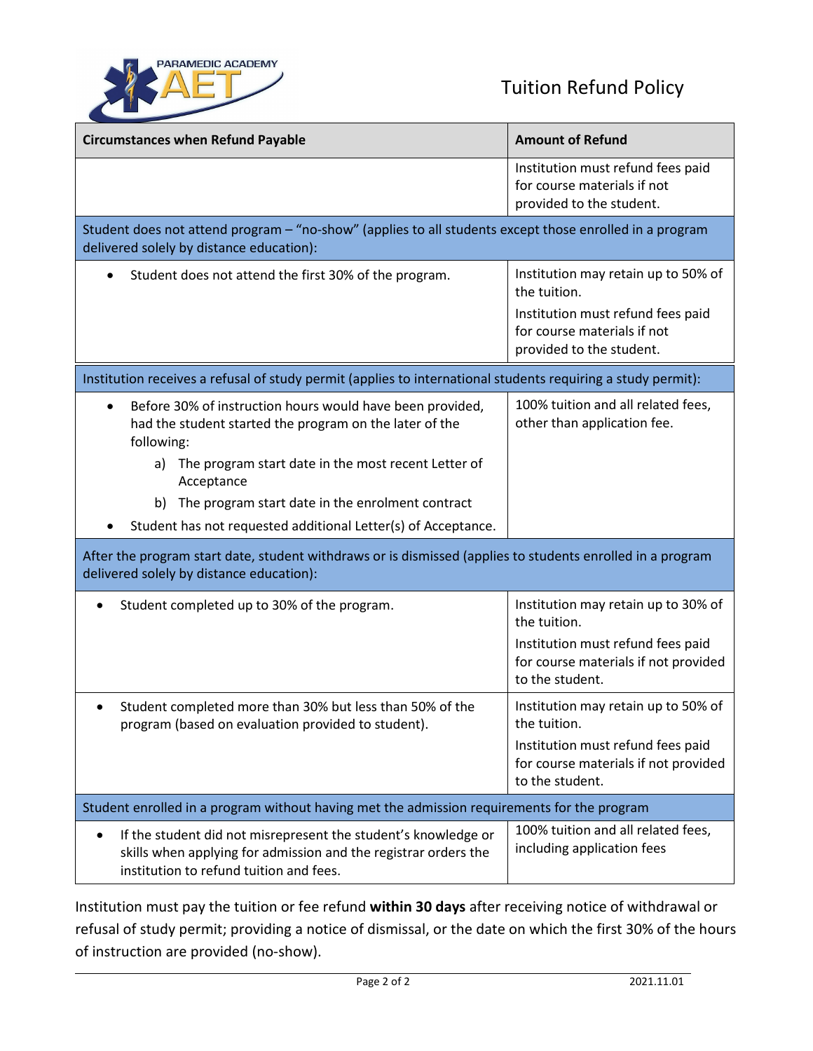# Tuition Refund Policy

| Circumstances when Refund Payable | Amount of Refund |
|---|---|
| | Institution must refund fees paid for course materials if not provided to the student. |
| **Student does not attend program – "no-show" (applies to all students except those enrolled in a program delivered solely by distance education):** | |
| • Student does not attend the first 30% of the program. | Institution may retain up to 50% of the tuition.<br>Institution must refund fees paid for course materials if not provided to the student. |
| **Institution receives a refusal of study permit (applies to international students requiring a study permit):** | |
| • Before 30% of instruction hours would have been provided, had the student started the program on the later of the following:<br>a) The program start date in the most recent Letter of Acceptance<br>b) The program start date in the enrolment contract<br>• Student has not requested additional Letter(s) of Acceptance. | 100% tuition and all related fees, other than application fee. |
| **After the program start date, student withdraws or is dismissed (applies to students enrolled in a program delivered solely by distance education):** | |
| • Student completed up to 30% of the program. | Institution may retain up to 30% of the tuition.<br>Institution must refund fees paid for course materials if not provided to the student. |
| • Student completed more than 30% but less than 50% of the program (based on evaluation provided to student). | Institution may retain up to 50% of the tuition.<br>Institution must refund fees paid for course materials if not provided to the student. |
| **Student enrolled in a program without having met the admission requirements for the program** | |
| • If the student did not misrepresent the student's knowledge or skills when applying for admission and the registrar orders the institution to refund tuition and fees. | 100% tuition and all related fees, including application fees |

Institution must pay the tuition or fee refund **within 30 days** after receiving notice of withdrawal or refusal of study permit; providing a notice of dismissal, or the date on which the first 30% of the hours of instruction are provided (no-show).

2021.11.01